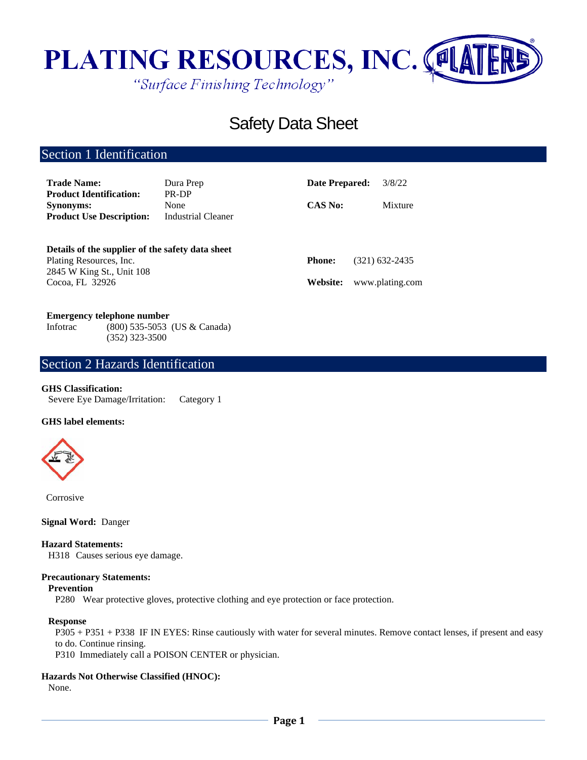# PLATING RESOURCES, INC.

*"Surface Finishing Technology"*

# Safety Data Sheet

## Section 1 Identification

| | | | |
|---|---|---|---|
| **Trade Name:** | Dura Prep | **Date Prepared:** | 3/8/22 |
| **Product Identification:** | PR-DP | | |
| **Synonyms:** | None | **CAS No:** | Mixture |
| **Product Use Description:** | Industrial Cleaner | | |

**Details of the supplier of the safety data sheet**

Plating Resources, Inc.
2845 W King St., Unit 108
Cocoa, FL 32926

**Phone:** (321) 632-2435

**Website:** www.plating.com

**Emergency telephone number**

Infotrac (800) 535-5053 (US & Canada)
(352) 323-3500

## Section 2 Hazards Identification

**GHS Classification:**

Severe Eye Damage/Irritation: Category 1

**GHS label elements:**

Corrosive

**Signal Word:** Danger

**Hazard Statements:**

H318 Causes serious eye damage.

**Precautionary Statements:**

**Prevention**

P280 Wear protective gloves, protective clothing and eye protection or face protection.

**Response**

P305 + P351 + P338 IF IN EYES: Rinse cautiously with water for several minutes. Remove contact lenses, if present and easy to do. Continue rinsing.

P310 Immediately call a POISON CENTER or physician.

**Hazards Not Otherwise Classified (HNOC):**

None.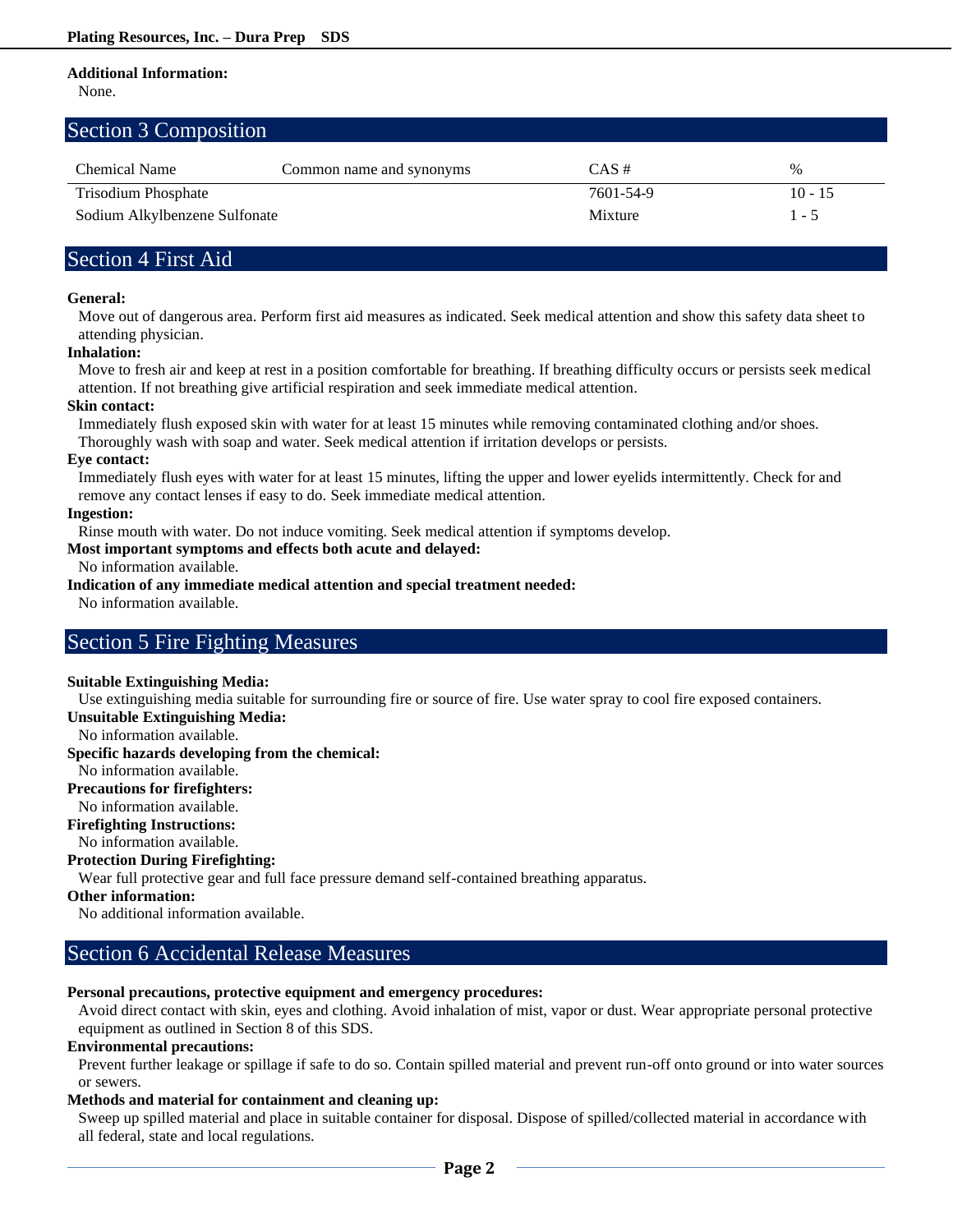**Additional Information:**

None.

## Section 3 Composition

| Chemical Name | Common name and synonyms | CAS # | % |
|---|---|---|---|
| Trisodium Phosphate | | 7601-54-9 | 10 - 15 |
| Sodium Alkylbenzene Sulfonate | | Mixture | 1 - 5 |

## Section 4 First Aid

**General:**

Move out of dangerous area. Perform first aid measures as indicated. Seek medical attention and show this safety data sheet to attending physician.

**Inhalation:**

Move to fresh air and keep at rest in a position comfortable for breathing. If breathing difficulty occurs or persists seek medical attention. If not breathing give artificial respiration and seek immediate medical attention.

**Skin contact:**

Immediately flush exposed skin with water for at least 15 minutes while removing contaminated clothing and/or shoes. Thoroughly wash with soap and water. Seek medical attention if irritation develops or persists.

**Eye contact:**

Immediately flush eyes with water for at least 15 minutes, lifting the upper and lower eyelids intermittently. Check for and remove any contact lenses if easy to do. Seek immediate medical attention.

**Ingestion:**

Rinse mouth with water. Do not induce vomiting. Seek medical attention if symptoms develop.

**Most important symptoms and effects both acute and delayed:**

No information available.

**Indication of any immediate medical attention and special treatment needed:**

No information available.

## Section 5 Fire Fighting Measures

**Suitable Extinguishing Media:**

Use extinguishing media suitable for surrounding fire or source of fire. Use water spray to cool fire exposed containers.

**Unsuitable Extinguishing Media:**

No information available.

**Specific hazards developing from the chemical:**

No information available.

**Precautions for firefighters:**

No information available.

**Firefighting Instructions:**

No information available.

**Protection During Firefighting:**

Wear full protective gear and full face pressure demand self-contained breathing apparatus.

**Other information:**

No additional information available.

## Section 6 Accidental Release Measures

**Personal precautions, protective equipment and emergency procedures:**

Avoid direct contact with skin, eyes and clothing. Avoid inhalation of mist, vapor or dust. Wear appropriate personal protective equipment as outlined in Section 8 of this SDS.

**Environmental precautions:**

Prevent further leakage or spillage if safe to do so. Contain spilled material and prevent run-off onto ground or into water sources or sewers.

**Methods and material for containment and cleaning up:**

Sweep up spilled material and place in suitable container for disposal. Dispose of spilled/collected material in accordance with all federal, state and local regulations.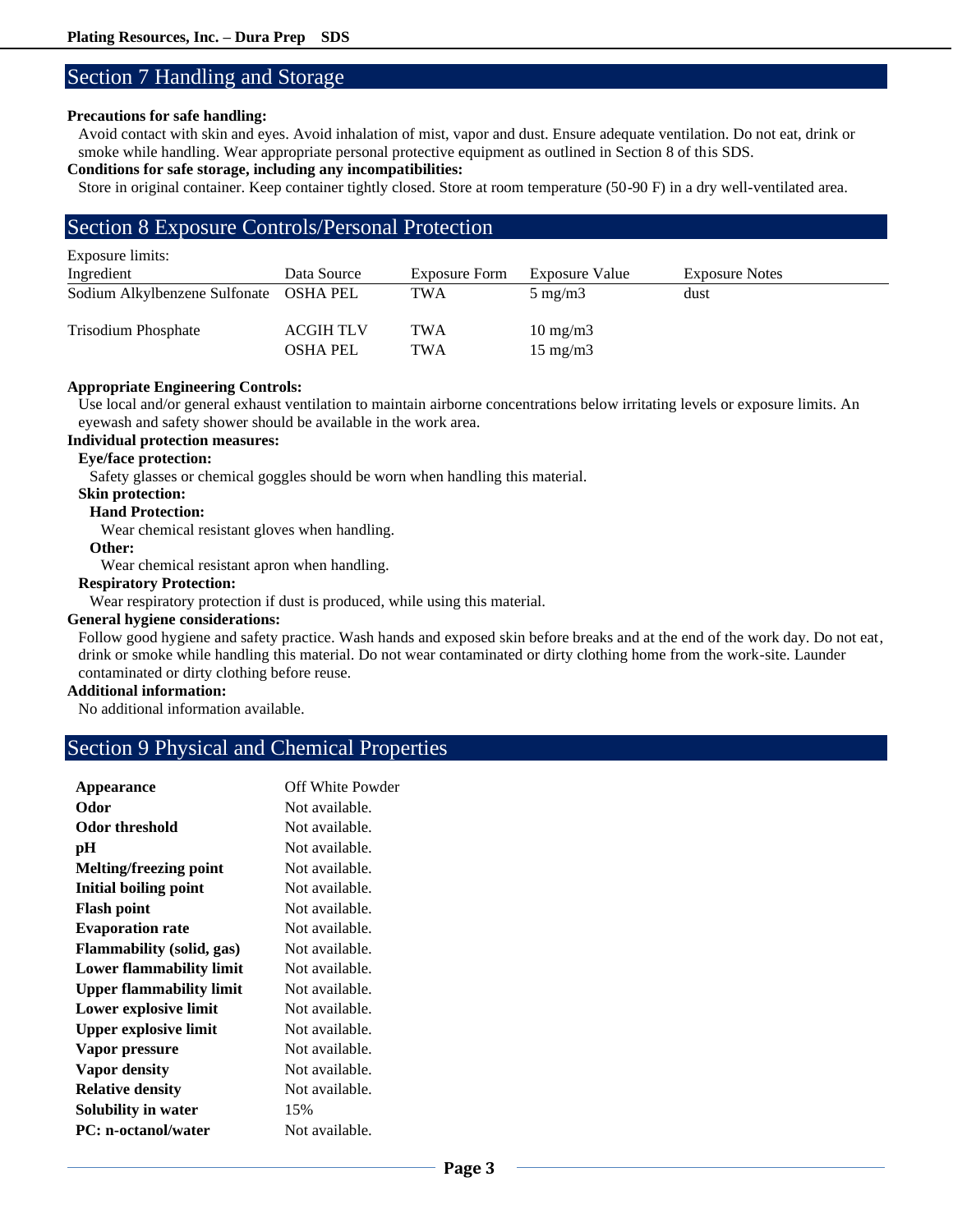## Section 7 Handling and Storage

**Precautions for safe handling:**

Avoid contact with skin and eyes. Avoid inhalation of mist, vapor and dust. Ensure adequate ventilation. Do not eat, drink or smoke while handling. Wear appropriate personal protective equipment as outlined in Section 8 of this SDS.

**Conditions for safe storage, including any incompatibilities:**

Store in original container. Keep container tightly closed. Store at room temperature (50-90 F) in a dry well-ventilated area.

## Section 8 Exposure Controls/Personal Protection

Exposure limits:

| Ingredient | Data Source | Exposure Form | Exposure Value | Exposure Notes |
|---|---|---|---|---|
| Sodium Alkylbenzene Sulfonate | OSHA PEL | TWA | 5 mg/m3 | dust |
| Trisodium Phosphate | ACGIH TLV | TWA | 10 mg/m3 | |
| | OSHA PEL | TWA | 15 mg/m3 | |

**Appropriate Engineering Controls:**

Use local and/or general exhaust ventilation to maintain airborne concentrations below irritating levels or exposure limits. An eyewash and safety shower should be available in the work area.

**Individual protection measures:**

**Eye/face protection:**

Safety glasses or chemical goggles should be worn when handling this material.

**Skin protection:**

**Hand Protection:**

Wear chemical resistant gloves when handling.

**Other:**

Wear chemical resistant apron when handling.

**Respiratory Protection:**

Wear respiratory protection if dust is produced, while using this material.

**General hygiene considerations:**

Follow good hygiene and safety practice. Wash hands and exposed skin before breaks and at the end of the work day. Do not eat, drink or smoke while handling this material. Do not wear contaminated or dirty clothing home from the work-site. Launder contaminated or dirty clothing before reuse.

**Additional information:**

No additional information available.

## Section 9 Physical and Chemical Properties

| | |
|---|---|
| **Appearance** | Off White Powder |
| **Odor** | Not available. |
| **Odor threshold** | Not available. |
| **pH** | Not available. |
| **Melting/freezing point** | Not available. |
| **Initial boiling point** | Not available. |
| **Flash point** | Not available. |
| **Evaporation rate** | Not available. |
| **Flammability (solid, gas)** | Not available. |
| **Lower flammability limit** | Not available. |
| **Upper flammability limit** | Not available. |
| **Lower explosive limit** | Not available. |
| **Upper explosive limit** | Not available. |
| **Vapor pressure** | Not available. |
| **Vapor density** | Not available. |
| **Relative density** | Not available. |
| **Solubility in water** | 15% |
| **PC: n-octanol/water** | Not available. |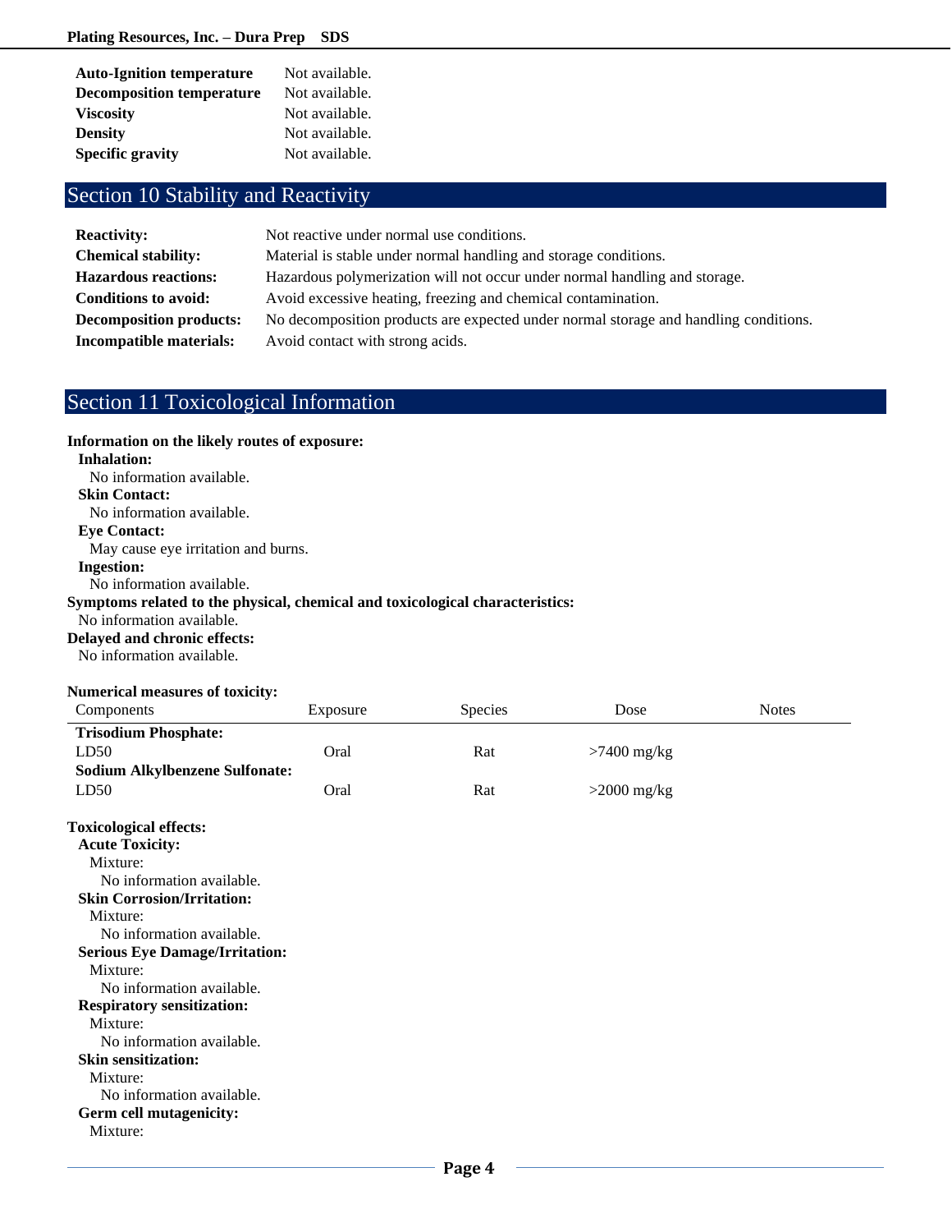| | |
|---|---|
| **Auto-Ignition temperature** | Not available. |
| **Decomposition temperature** | Not available. |
| **Viscosity** | Not available. |
| **Density** | Not available. |
| **Specific gravity** | Not available. |

## Section 10 Stability and Reactivity

| | |
|---|---|
| **Reactivity:** | Not reactive under normal use conditions. |
| **Chemical stability:** | Material is stable under normal handling and storage conditions. |
| **Hazardous reactions:** | Hazardous polymerization will not occur under normal handling and storage. |
| **Conditions to avoid:** | Avoid excessive heating, freezing and chemical contamination. |
| **Decomposition products:** | No decomposition products are expected under normal storage and handling conditions. |
| **Incompatible materials:** | Avoid contact with strong acids. |

## Section 11 Toxicological Information

**Information on the likely routes of exposure:**

**Inhalation:**
No information available.

**Skin Contact:**
No information available.

**Eye Contact:**
May cause eye irritation and burns.

**Ingestion:**
No information available.

**Symptoms related to the physical, chemical and toxicological characteristics:**
No information available.

**Delayed and chronic effects:**
No information available.

**Numerical measures of toxicity:**

| Components | Exposure | Species | Dose | Notes |
|---|---|---|---|---|
| **Trisodium Phosphate:** | | | | |
| LD50 | Oral | Rat | >7400 mg/kg | |
| **Sodium Alkylbenzene Sulfonate:** | | | | |
| LD50 | Oral | Rat | >2000 mg/kg | |

**Toxicological effects:**

**Acute Toxicity:**
Mixture:
No information available.

**Skin Corrosion/Irritation:**
Mixture:
No information available.

**Serious Eye Damage/Irritation:**
Mixture:
No information available.

**Respiratory sensitization:**
Mixture:
No information available.

**Skin sensitization:**
Mixture:
No information available.

**Germ cell mutagenicity:**
Mixture: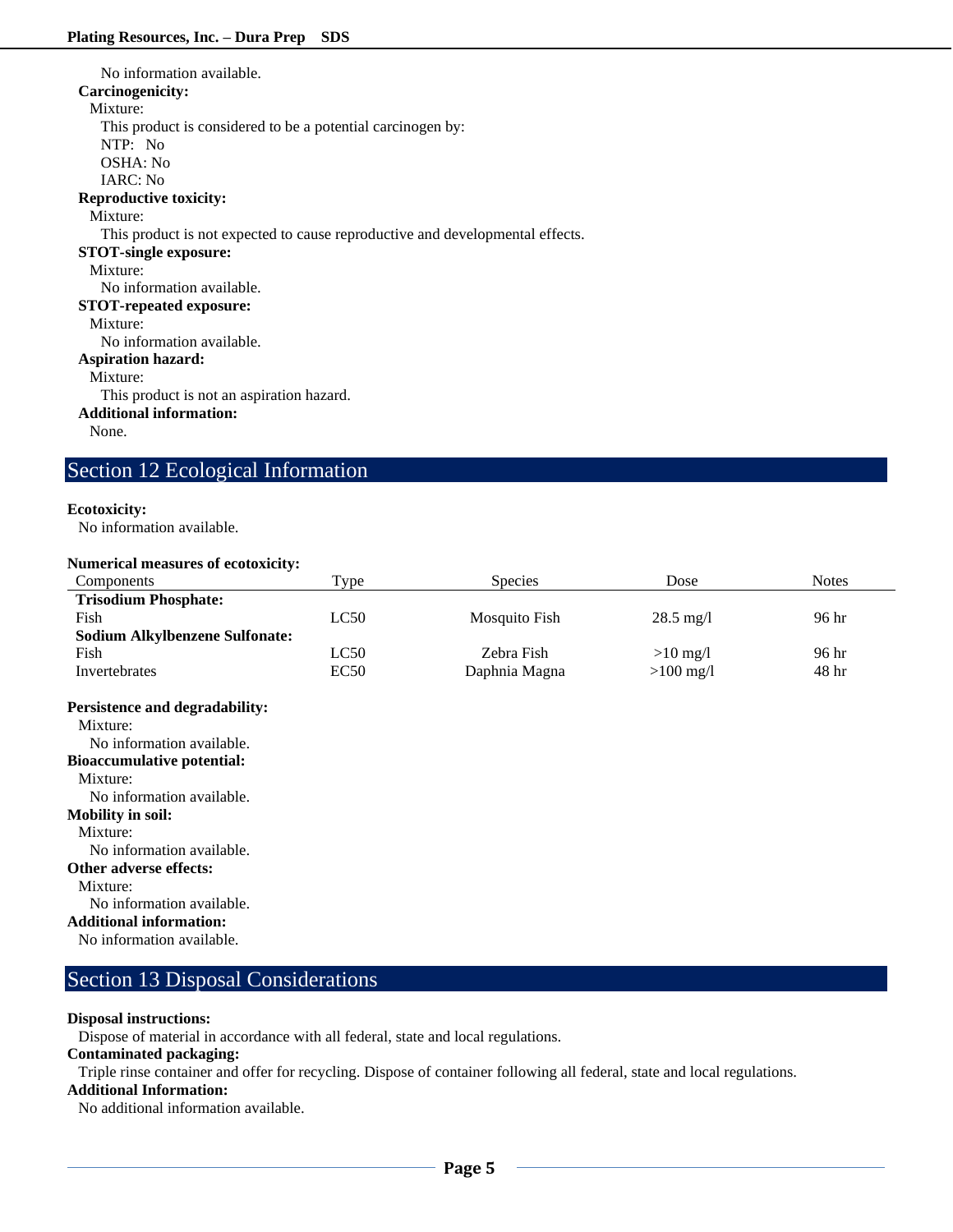No information available.

**Carcinogenicity:**

Mixture:

This product is considered to be a potential carcinogen by:

NTP: No

OSHA: No

IARC: No

**Reproductive toxicity:**

Mixture:

This product is not expected to cause reproductive and developmental effects.

**STOT-single exposure:**

Mixture:

No information available.

**STOT-repeated exposure:**

Mixture:

No information available.

**Aspiration hazard:**

Mixture:

This product is not an aspiration hazard.

**Additional information:**

None.

## Section 12 Ecological Information

**Ecotoxicity:**

No information available.

**Numerical measures of ecotoxicity:**

| Components | Type | Species | Dose | Notes |
|---|---|---|---|---|
| **Trisodium Phosphate:** | | | | |
| Fish | LC50 | Mosquito Fish | 28.5 mg/l | 96 hr |
| **Sodium Alkylbenzene Sulfonate:** | | | | |
| Fish | LC50 | Zebra Fish | >10 mg/l | 96 hr |
| Invertebrates | EC50 | Daphnia Magna | >100 mg/l | 48 hr |

**Persistence and degradability:**

Mixture:

No information available.

**Bioaccumulative potential:**

Mixture:

No information available.

**Mobility in soil:**

Mixture:

No information available.

**Other adverse effects:**

Mixture:

No information available.

**Additional information:**

No information available.

## Section 13 Disposal Considerations

**Disposal instructions:**

Dispose of material in accordance with all federal, state and local regulations.

**Contaminated packaging:**

Triple rinse container and offer for recycling. Dispose of container following all federal, state and local regulations.

**Additional Information:**

No additional information available.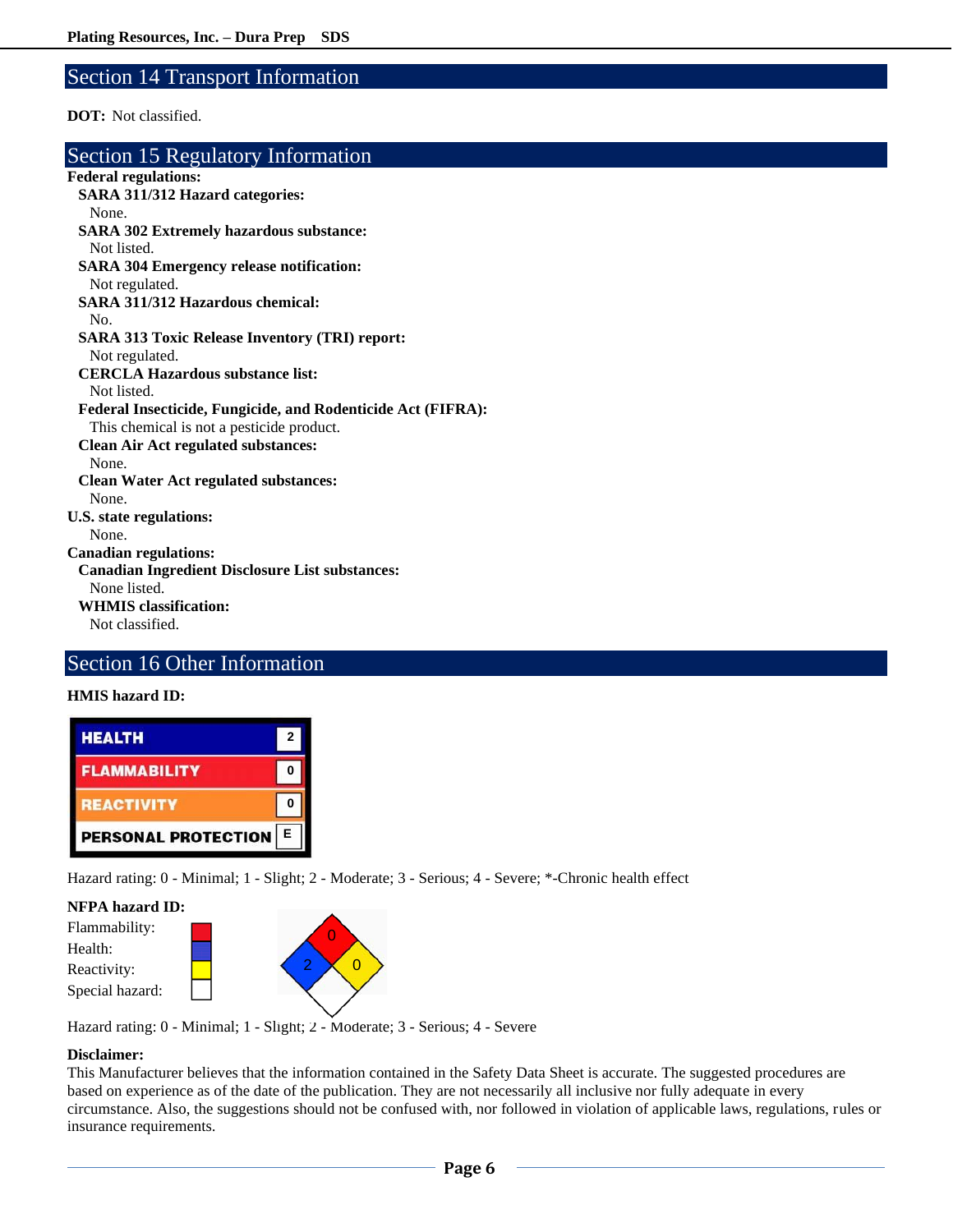## Section 14 Transport Information

**DOT:** Not classified.

## Section 15 Regulatory Information

**Federal regulations:**

**SARA 311/312 Hazard categories:**
None.

**SARA 302 Extremely hazardous substance:**
Not listed.

**SARA 304 Emergency release notification:**
Not regulated.

**SARA 311/312 Hazardous chemical:**
No.

**SARA 313 Toxic Release Inventory (TRI) report:**
Not regulated.

**CERCLA Hazardous substance list:**
Not listed.

**Federal Insecticide, Fungicide, and Rodenticide Act (FIFRA):**
This chemical is not a pesticide product.

**Clean Air Act regulated substances:**
None.

**Clean Water Act regulated substances:**
None.

**U.S. state regulations:**
None.

**Canadian regulations:**

**Canadian Ingredient Disclosure List substances:**
None listed.

**WHMIS classification:**
Not classified.

## Section 16 Other Information

**HMIS hazard ID:**

| | |
|---|---|
| HEALTH | 2 |
| FLAMMABILITY | 0 |
| REACTIVITY | 0 |
| PERSONAL PROTECTION | E |

Hazard rating: 0 - Minimal; 1 - Slight; 2 - Moderate; 3 - Serious; 4 - Severe; *-Chronic health effect

**NFPA hazard ID:**

Flammability:
Health:
Reactivity:
Special hazard:

0
2
0

Hazard rating: 0 - Minimal; 1 - Slight; 2 - Moderate; 3 - Serious; 4 - Severe

**Disclaimer:**
This Manufacturer believes that the information contained in the Safety Data Sheet is accurate. The suggested procedures are based on experience as of the date of the publication. They are not necessarily all inclusive nor fully adequate in every circumstance. Also, the suggestions should not be confused with, nor followed in violation of applicable laws, regulations, rules or insurance requirements.